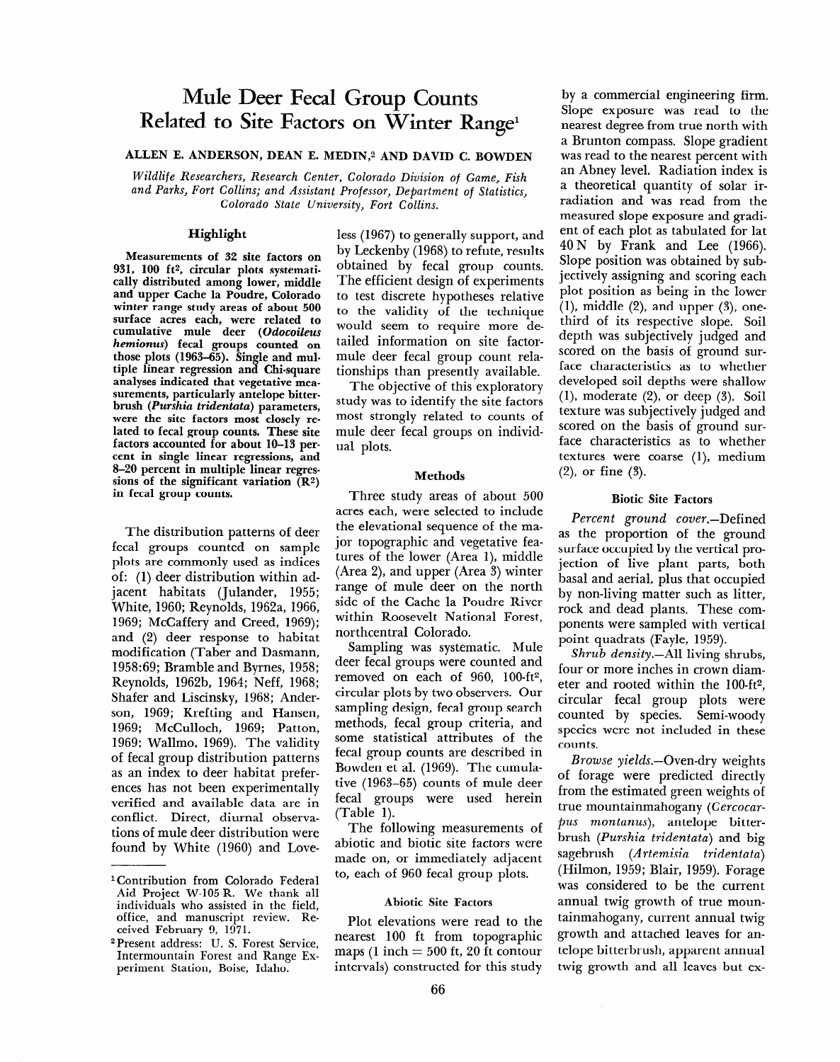# Mule Deer Fecal Group Counts Related to Site Factors on Winter Range[1]

**ALLEN E. ANDERSON, DEAN E. MEDIN,[2] AND DAVID C. BOWDEN**

*Wildlife Researchers, Research Center, Colorado Division of Game, Fish and Parks, Fort Collins; and Assistant Professor, Department of Statistics, Colorado State University, Fort Collins.*

## Highlight

**Measurements of 32 site factors on 931, 100 ft$^2$, circular plots systematically distributed among lower, middle and upper Cache la Poudre, Colorado winter range study areas of about 500 surface acres each, were related to cumulative mule deer (*Odocoileus hemionus*) fecal groups counted on those plots (1963–65). Single and multiple linear regression and Chi-square analyses indicated that vegetative measurements, particularly antelope bitterbrush (*Purshia tridentata*) parameters, were the site factors most closely related to fecal group counts. These site factors accounted for about 10–13 percent in single linear regressions, and 8–20 percent in multiple linear regressions of the significant variation ($R^2$) in fecal group counts.**

The distribution patterns of deer fecal groups counted on sample plots are commonly used as indices of: (1) deer distribution within adjacent habitats (Julander, 1955; White, 1960; Reynolds, 1962a, 1966, 1969; McCaffery and Creed, 1969); and (2) deer response to habitat modification (Taber and Dasmann, 1958:69; Bramble and Byrnes, 1958; Reynolds, 1962b, 1964; Neff, 1968; Shafer and Liscinsky, 1968; Anderson, 1969; Krefting and Hansen, 1969; McCulloch, 1969; Patton, 1969; Wallmo, 1969). The validity of fecal group distribution patterns as an index to deer habitat preferences has not been experimentally verified and available data are in conflict. Direct, diurnal observations of mule deer distribution were found by White (1960) and Loveless (1967) to generally support, and by Leckenby (1968) to refute, results obtained by fecal group counts. The efficient design of experiments to test discrete hypotheses relative to the validity of the technique would seem to require more detailed information on site factor-mule deer fecal group count relationships than presently available.

The objective of this exploratory study was to identify the site factors most strongly related to counts of mule deer fecal groups on individual plots.

## Methods

Three study areas of about 500 acres each, were selected to include the elevational sequence of the major topographic and vegetative features of the lower (Area 1), middle (Area 2), and upper (Area 3) winter range of mule deer on the north side of the Cache la Poudre River within Roosevelt National Forest, northcentral Colorado.

Sampling was systematic. Mule deer fecal groups were counted and removed on each of 960, 100-ft$^2$, circular plots by two observers. Our sampling design, fecal group search methods, fecal group criteria, and some statistical attributes of the fecal group counts are described in Bowden et al. (1969). The cumulative (1963–65) counts of mule deer fecal groups were used herein (Table 1).

The following measurements of abiotic and biotic site factors were made on, or immediately adjacent to, each of 960 fecal group plots.

### Abiotic Site Factors

Plot elevations were read to the nearest 100 ft from topographic maps (1 inch = 500 ft, 20 ft contour intervals) constructed for this study by a commercial engineering firm. Slope exposure was read to the nearest degree from true north with a Brunton compass. Slope gradient was read to the nearest percent with an Abney level. Radiation index is a theoretical quantity of solar irradiation and was read from the measured slope exposure and gradient of each plot as tabulated for lat 40 N by Frank and Lee (1966). Slope position was obtained by subjectively assigning and scoring each plot position as being in the lower (1), middle (2), and upper (3), one-third of its respective slope. Soil depth was subjectively judged and scored on the basis of ground surface characteristics as to whether developed soil depths were shallow (1), moderate (2), or deep (3). Soil texture was subjectively judged and scored on the basis of ground surface characteristics as to whether textures were coarse (1), medium (2), or fine (3).

### Biotic Site Factors

*Percent ground cover.*—Defined as the proportion of the ground surface occupied by the vertical projection of live plant parts, both basal and aerial, plus that occupied by non-living matter such as litter, rock and dead plants. These components were sampled with vertical point quadrats (Fayle, 1959).

*Shrub density.*—All living shrubs, four or more inches in crown diameter and rooted within the 100-ft$^2$, circular fecal group plots were counted by species. Semi-woody species were not included in these counts.

*Browse yields.*—Oven-dry weights of forage were predicted directly from the estimated green weights of true mountainmahogany (*Cercocarpus montanus*), antelope bitterbrush (*Purshia tridentata*) and big sagebrush (*Artemisia tridentata*) (Hilmon, 1959; Blair, 1959). Forage was considered to be the current annual twig growth of true mountainmahogany, current annual twig growth and attached leaves for antelope bitterbrush, apparent annual twig growth and all leaves but ex-

---

[1] Contribution from Colorado Federal Aid Project W-105-R. We thank all individuals who assisted in the field, office, and manuscript review. Received February 9, 1971.

[2] Present address: U. S. Forest Service, Intermountain Forest and Range Experiment Station, Boise, Idaho.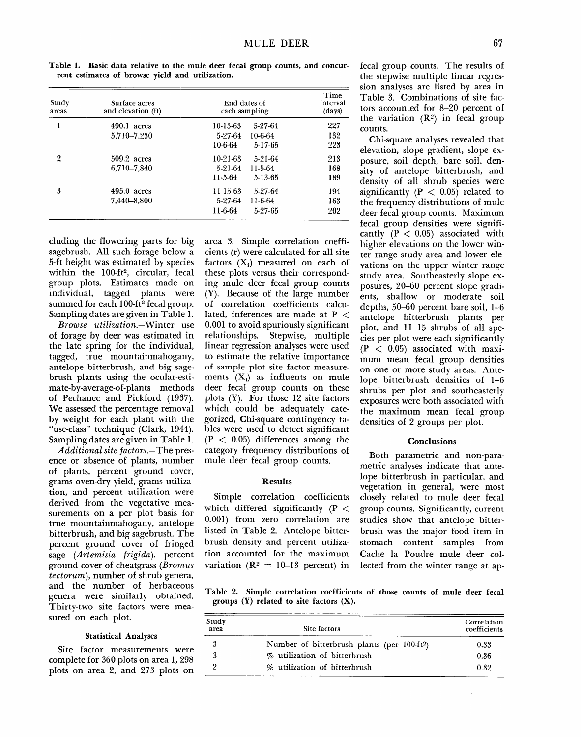**Table 1. Basic data relative to the mule deer fecal group counts, and concurrent estimates of browse yield and utilization.**

| Study areas | Surface acres and elevation (ft) | End dates of each sampling | | Time interval (days) |
|---|---|---|---|---|
| 1 | 490.1 acres | 10-13-63 | 5-27-64 | 227 |
| | 5,710–7,230 | 5-27-64 | 10-6-64 | 132 |
| | | 10-6-64 | 5-17-65 | 223 |
| 2 | 509.2 acres | 10-21-63 | 5-21-64 | 213 |
| | 6,710–7,840 | 5-21-64 | 11-5-64 | 168 |
| | | 11-5-64 | 5-13-65 | 189 |
| 3 | 495.0 acres | 11-15-63 | 5-27-64 | 194 |
| | 7,440–8,800 | 5-27-64 | 11-6-64 | 163 |
| | | 11-6-64 | 5-27-65 | 202 |

cluding the flowering parts for big sagebrush. All such forage below a 5-ft height was estimated by species within the 100-ft², circular, fecal group plots. Estimates made on individual, tagged plants were summed for each 100-ft² fecal group. Sampling dates are given in Table 1.

*Browse utilization.*—Winter use of forage by deer was estimated in the late spring for the individual, tagged, true mountainmahogany, antelope bitterbrush, and big sagebrush plants using the ocular-estimate-by-average-of-plants methods of Pechanec and Pickford (1937). We assessed the percentage removal by weight for each plant with the "use-class" technique (Clark, 1944). Sampling dates are given in Table 1.

*Additional site factors.*—The presence or absence of plants, number of plants, percent ground cover, grams oven-dry yield, grams utilization, and percent utilization were derived from the vegetative measurements on a per plot basis for true mountainmahogany, antelope bitterbrush, and big sagebrush. The percent ground cover of fringed sage (*Artemisia frigida*), percent ground cover of cheatgrass (*Bromus tectorum*), number of shrub genera, and the number of herbaceous genera were similarly obtained. Thirty-two site factors were measured on each plot.

### Statistical Analyses

Site factor measurements were complete for 360 plots on area 1, 298 plots on area 2, and 273 plots on area 3. Simple correlation coefficients (r) were calculated for all site factors ($X_i$) measured on each of these plots versus their corresponding mule deer fecal group counts (Y). Because of the large number of correlation coefficients calculated, inferences are made at $P < 0.001$ to avoid spuriously significant relationships. Stepwise, multiple linear regression analyses were used to estimate the relative importance of sample plot site factor measurements ($X_i$) as influents on mule deer fecal group counts on these plots (Y). For those 12 site factors which could be adequately categorized, Chi-square contingency tables were used to detect significant ($P < 0.05$) differences among the category frequency distributions of mule deer fecal group counts.

### Results

Simple correlation coefficients which differed significantly ($P < 0.001$) from zero correlation are listed in Table 2. Antelope bitterbrush density and percent utilization accounted for the maximum variation ($R^2$ = 10–13 percent) in fecal group counts. The results of the stepwise multiple linear regression analyses are listed by area in Table 3. Combinations of site factors accounted for 8–20 percent of the variation ($R^2$) in fecal group counts.

Chi-square analyses revealed that elevation, slope gradient, slope exposure, soil depth, bare soil, density of antelope bitterbrush, and density of all shrub species were significantly ($P < 0.05$) related to the frequency distributions of mule deer fecal group counts. Maximum fecal group densities were significantly ($P < 0.05$) associated with higher elevations on the lower winter range study area and lower elevations on the upper winter range study area. Southeasterly slope exposures, 20–60 percent slope gradients, shallow or moderate soil depths, 50–60 percent bare soil, 1–6 antelope bitterbrush plants per plot, and 11–15 shrubs of all species per plot were each significantly ($P < 0.05$) associated with maximum mean fecal group densities on one or more study areas. Antelope bitterbrush densities of 1–6 shrubs per plot and southeasterly exposures were both associated with the maximum mean fecal group densities of 2 groups per plot.

### Conclusions

Both parametric and non-parametric analyses indicate that antelope bitterbrush in particular, and vegetation in general, were most closely related to mule deer fecal group counts. Significantly, current studies show that antelope bitterbrush was the major food item in stomach content samples from Cache la Poudre mule deer collected from the winter range at ap-

**Table 2. Simple correlation coefficients of those counts of mule deer fecal groups (Y) related to site factors (X).**

| Study area | Site factors | Correlation coefficients |
|---|---|---|
| 3 | Number of bitterbrush plants (per 100-ft²) | 0.33 |
| 3 | % utilization of bitterbrush | 0.36 |
| 2 | % utilization of bitterbrush | 0.32 |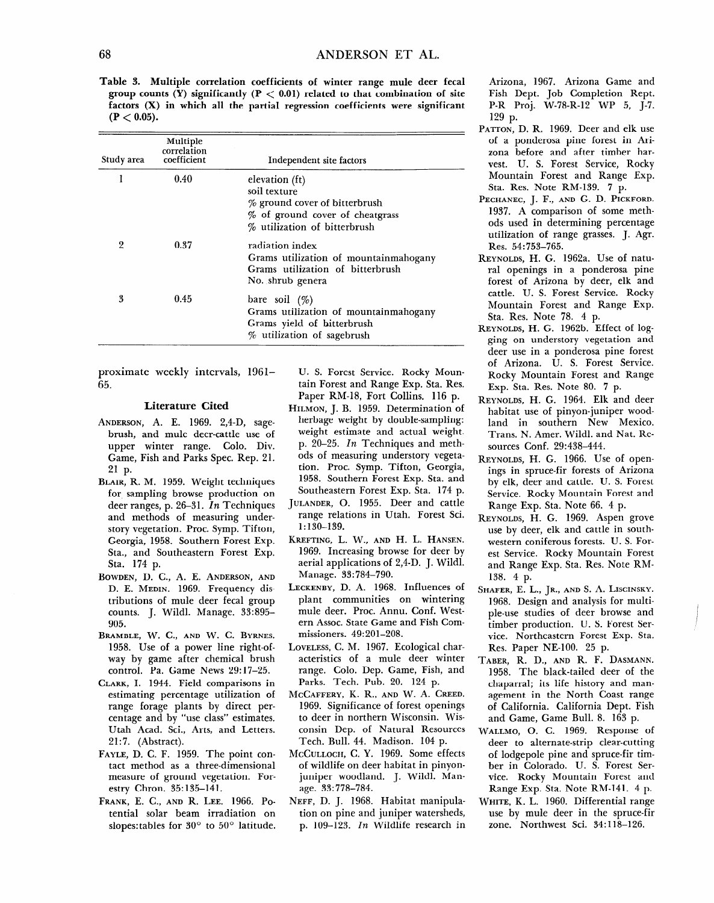**Table 3. Multiple correlation coefficients of winter range mule deer fecal group counts (Y) significantly ($P < 0.01$) related to that combination of site factors (X) in which all the partial regression coefficients were significant ($P < 0.05$).**

| Study area | Multiple correlation coefficient | Independent site factors |
|---|---|---|
| 1 | 0.40 | elevation (ft) |
| | | soil texture |
| | | % ground cover of bitterbrush |
| | | % of ground cover of cheatgrass |
| | | % utilization of bitterbrush |
| 2 | 0.37 | radiation index |
| | | Grams utilization of mountainmahogany |
| | | Grams utilization of bitterbrush |
| | | No. shrub genera |
| 3 | 0.45 | bare soil (%) |
| | | Grams utilization of mountainmahogany |
| | | Grams yield of bitterbrush |
| | | % utilization of sagebrush |

proximate weekly intervals, 1961–65.

## Literature Cited

ANDERSON, A. E. 1969. 2,4-D, sagebrush, and mule deer-cattle use of upper winter range. Colo. Div. Game, Fish and Parks Spec. Rep. 21. 21 p.

BLAIR, R. M. 1959. Weight techniques for sampling browse production on deer ranges, p. 26–31. *In* Techniques and methods of measuring understory vegetation. Proc. Symp. Tifton, Georgia, 1958. Southern Forest Exp. Sta., and Southeastern Forest Exp. Sta. 174 p.

BOWDEN, D. C., A. E. ANDERSON, AND D. E. MEDIN. 1969. Frequency distributions of mule deer fecal group counts. J. Wildl. Manage. 33:895–905.

BRAMBLE, W. C., AND W. C. BYRNES. 1958. Use of a power line right-of-way by game after chemical brush control. Pa. Game News 29:17–25.

CLARK, I. 1944. Field comparisons in estimating percentage utilization of range forage plants by direct percentage and by "use class" estimates. Utah Acad. Sci., Arts, and Letters. 21:7. (Abstract).

FAYLE, D. C. F. 1959. The point contact method as a three-dimensional measure of ground vegetation. Forestry Chron. 35:135–141.

FRANK, E. C., AND R. LEE. 1966. Potential solar beam irradiation on slopes: tables for 30° to 50° latitude. U. S. Forest Service. Rocky Mountain Forest and Range Exp. Sta. Res. Paper RM-18, Fort Collins. 116 p.

HILMON, J. B. 1959. Determination of herbage weight by double-sampling: weight estimate and actual weight. p. 20–25. *In* Techniques and methods of measuring understory vegetation. Proc. Symp. Tifton, Georgia, 1958. Southern Forest Exp. Sta. and Southeastern Forest Exp. Sta. 174 p.

JULANDER, O. 1955. Deer and cattle range relations in Utah. Forest Sci. 1:130–139.

KREFTING, L. W., AND H. L. HANSEN. 1969. Increasing browse for deer by aerial applications of 2,4-D. J. Wildl. Manage. 33:784–790.

LECKENBY, D. A. 1968. Influences of plant communities on wintering mule deer. Proc. Annu. Conf. Western Assoc. State Game and Fish Commissioners. 49:201–208.

LOVELESS, C. M. 1967. Ecological characteristics of a mule deer winter range. Colo. Dep. Game, Fish, and Parks. Tech. Pub. 20. 124 p.

MCCAFFERY, K. R., AND W. A. CREED. 1969. Significance of forest openings to deer in northern Wisconsin. Wisconsin Dep. of Natural Resources Tech. Bull. 44. Madison. 104 p.

MCCULLOCH, C. Y. 1969. Some effects of wildlife on deer habitat in pinyon-juniper woodland. J. Wildl. Manage. 33:778–784.

NEFF, D. J. 1968. Habitat manipulation on pine and juniper watersheds, p. 109–123. *In* Wildlife research in Arizona, 1967. Arizona Game and Fish Dept. Job Completion Rept. P-R Proj. W-78-R-12 WP 5, J-7. 129 p.

PATTON, D. R. 1969. Deer and elk use of a ponderosa pine forest in Arizona before and after timber harvest. U. S. Forest Service, Rocky Mountain Forest and Range Exp. Sta. Res. Note RM-139. 7 p.

PECHANEC, J. F., AND G. D. PICKFORD. 1937. A comparison of some methods used in determining percentage utilization of range grasses. J. Agr. Res. 54:753–765.

REYNOLDS, H. G. 1962a. Use of natural openings in a ponderosa pine forest of Arizona by deer, elk and cattle. U. S. Forest Service. Rocky Mountain Forest and Range Exp. Sta. Res. Note 78. 4 p.

REYNOLDS, H. G. 1962b. Effect of logging on understory vegetation and deer use in a ponderosa pine forest of Arizona. U. S. Forest Service. Rocky Mountain Forest and Range Exp. Sta. Res. Note 80. 7 p.

REYNOLDS, H. G. 1964. Elk and deer habitat use of pinyon-juniper woodland in southern New Mexico. Trans. N. Amer. Wildl. and Nat. Resources Conf. 29:438–444.

REYNOLDS, H. G. 1966. Use of openings in spruce-fir forests of Arizona by elk, deer and cattle. U. S. Forest Service. Rocky Mountain Forest and Range Exp. Sta. Note 66. 4 p.

REYNOLDS, H. G. 1969. Aspen grove use by deer, elk and cattle in southwestern coniferous forests. U. S. Forest Service. Rocky Mountain Forest and Range Exp. Sta. Res. Note RM-138. 4 p.

SHAFER, E. L., JR., AND S. A. LISCINSKY. 1968. Design and analysis for multiple-use studies of deer browse and timber production. U. S. Forest Service. Northeastern Forest Exp. Sta. Res. Paper NE-100. 25 p.

TABER, R. D., AND R. F. DASMANN. 1958. The black-tailed deer of the chaparral; its life history and management in the North Coast range of California. California Dept. Fish and Game, Game Bull. 8. 163 p.

WALLMO, O. C. 1969. Response of deer to alternate-strip clear-cutting of lodgepole pine and spruce-fir timber in Colorado. U. S. Forest Service. Rocky Mountain Forest and Range Exp. Sta. Note RM-141. 4 p.

WHITE, K. L. 1960. Differential range use by mule deer in the spruce-fir zone. Northwest Sci. 34:118–126.